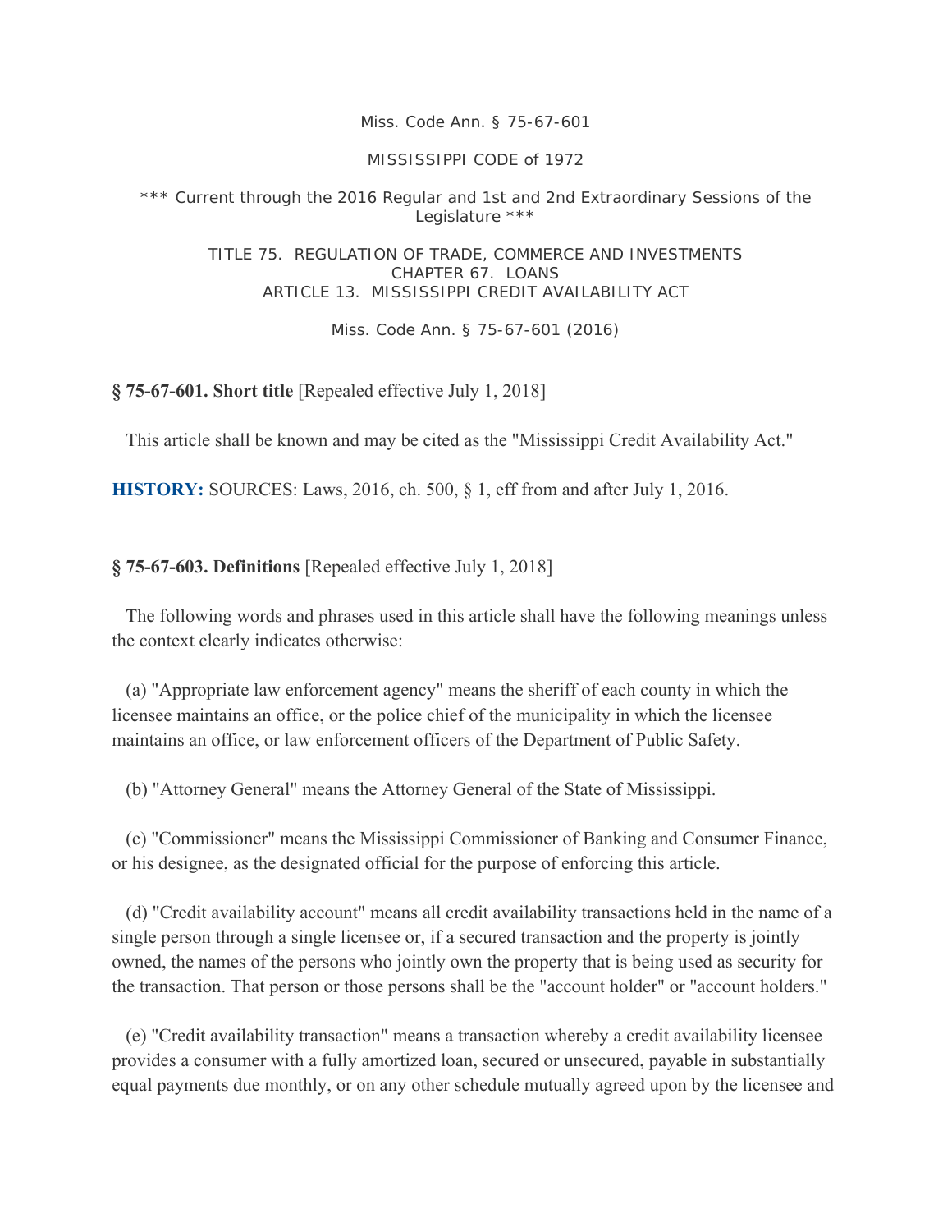Miss. Code Ann. § 75-67-601

MISSISSIPPI CODE of 1972

*** Current through the 2016 Regular and 1st and 2nd Extraordinary Sessions of the Legislature ***

TITLE 75. REGULATION OF TRADE, COMMERCE AND INVESTMENTS
CHAPTER 67. LOANS
ARTICLE 13. MISSISSIPPI CREDIT AVAILABILITY ACT

Miss. Code Ann. § 75-67-601 (2016)

**§ 75-67-601. Short title** [Repealed effective July 1, 2018]

This article shall be known and may be cited as the "Mississippi Credit Availability Act."

**HISTORY:** SOURCES: Laws, 2016, ch. 500, § 1, eff from and after July 1, 2016.

**§ 75-67-603. Definitions** [Repealed effective July 1, 2018]

The following words and phrases used in this article shall have the following meanings unless the context clearly indicates otherwise:

(a) "Appropriate law enforcement agency" means the sheriff of each county in which the licensee maintains an office, or the police chief of the municipality in which the licensee maintains an office, or law enforcement officers of the Department of Public Safety.

(b) "Attorney General" means the Attorney General of the State of Mississippi.

(c) "Commissioner" means the Mississippi Commissioner of Banking and Consumer Finance, or his designee, as the designated official for the purpose of enforcing this article.

(d) "Credit availability account" means all credit availability transactions held in the name of a single person through a single licensee or, if a secured transaction and the property is jointly owned, the names of the persons who jointly own the property that is being used as security for the transaction. That person or those persons shall be the "account holder" or "account holders."

(e) "Credit availability transaction" means a transaction whereby a credit availability licensee provides a consumer with a fully amortized loan, secured or unsecured, payable in substantially equal payments due monthly, or on any other schedule mutually agreed upon by the licensee and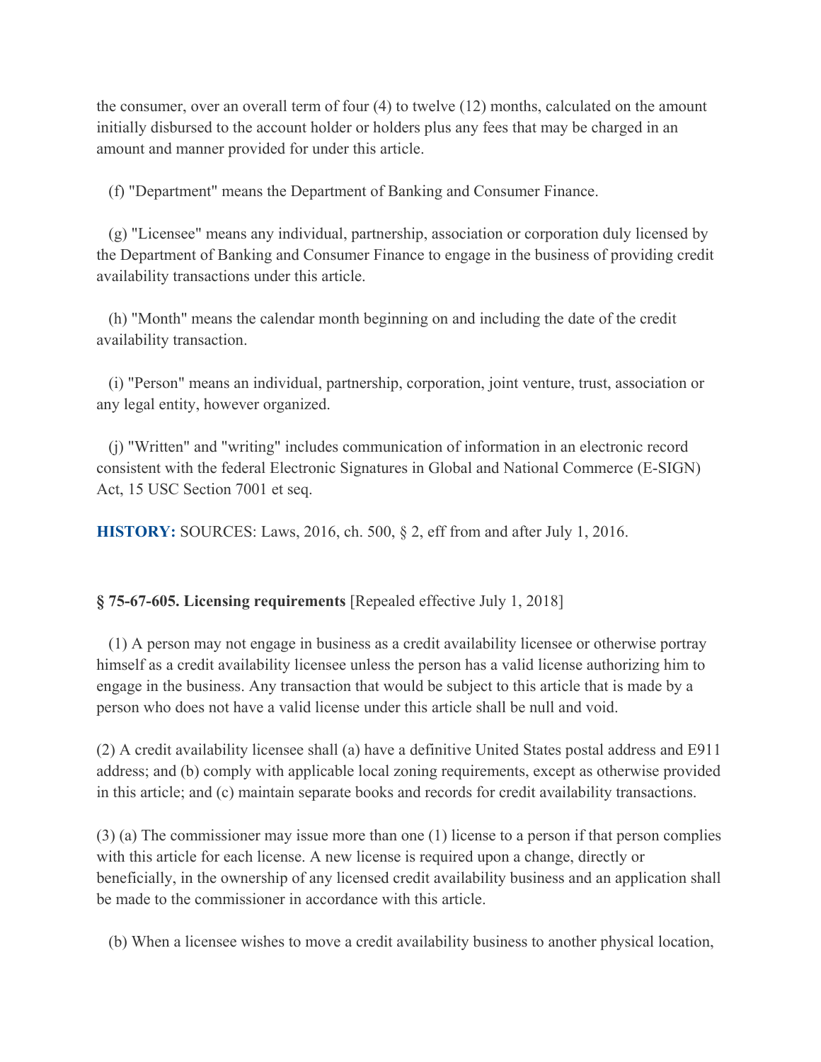the consumer, over an overall term of four (4) to twelve (12) months, calculated on the amount initially disbursed to the account holder or holders plus any fees that may be charged in an amount and manner provided for under this article.

(f) "Department" means the Department of Banking and Consumer Finance.

(g) "Licensee" means any individual, partnership, association or corporation duly licensed by the Department of Banking and Consumer Finance to engage in the business of providing credit availability transactions under this article.

(h) "Month" means the calendar month beginning on and including the date of the credit availability transaction.

(i) "Person" means an individual, partnership, corporation, joint venture, trust, association or any legal entity, however organized.

(j) "Written" and "writing" includes communication of information in an electronic record consistent with the federal Electronic Signatures in Global and National Commerce (E-SIGN) Act, 15 USC Section 7001 et seq.

**HISTORY:** SOURCES: Laws, 2016, ch. 500, § 2, eff from and after July 1, 2016.

**§ 75-67-605. Licensing requirements** [Repealed effective July 1, 2018]

(1) A person may not engage in business as a credit availability licensee or otherwise portray himself as a credit availability licensee unless the person has a valid license authorizing him to engage in the business. Any transaction that would be subject to this article that is made by a person who does not have a valid license under this article shall be null and void.

(2) A credit availability licensee shall (a) have a definitive United States postal address and E911 address; and (b) comply with applicable local zoning requirements, except as otherwise provided in this article; and (c) maintain separate books and records for credit availability transactions.

(3) (a) The commissioner may issue more than one (1) license to a person if that person complies with this article for each license. A new license is required upon a change, directly or beneficially, in the ownership of any licensed credit availability business and an application shall be made to the commissioner in accordance with this article.

(b) When a licensee wishes to move a credit availability business to another physical location,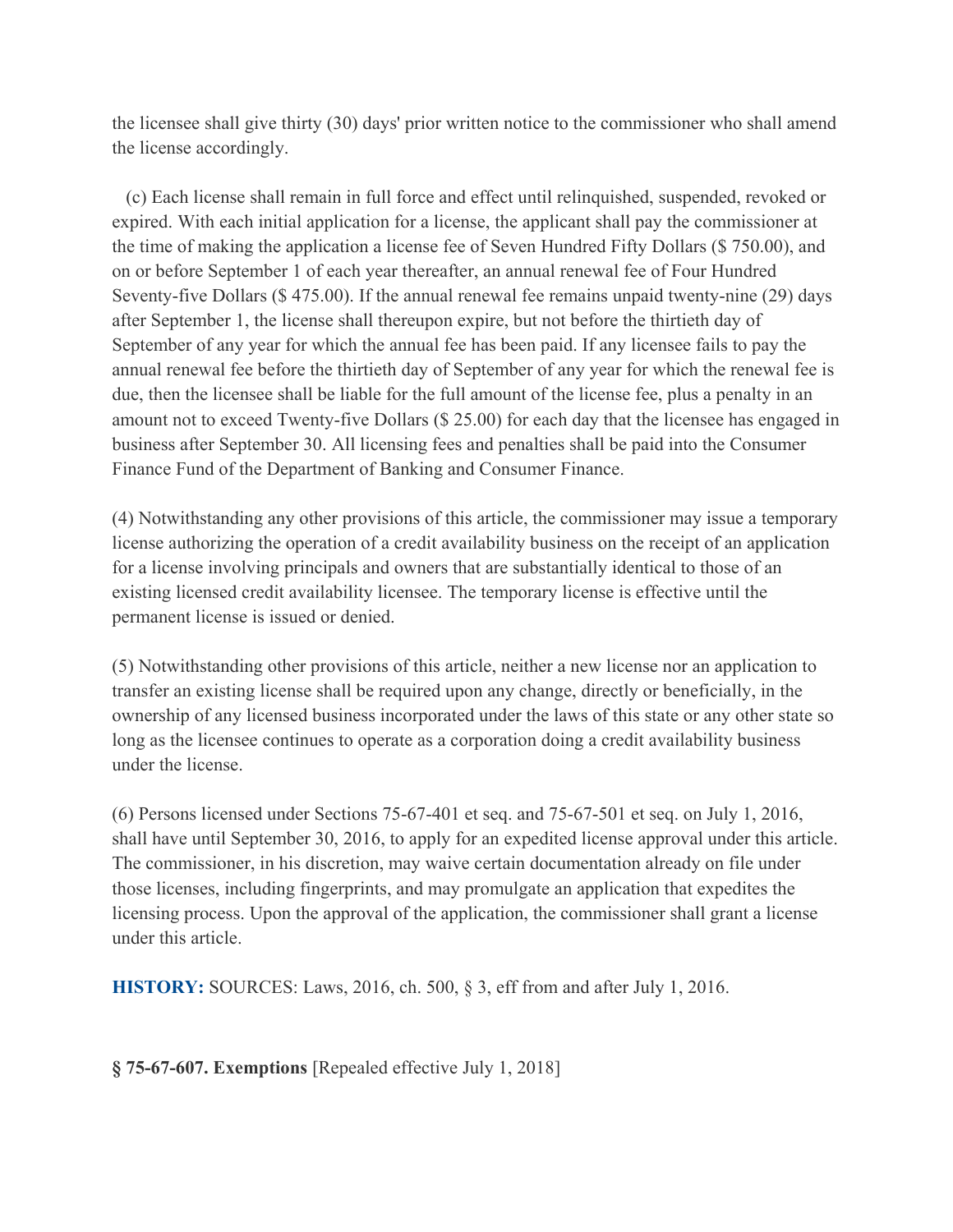the licensee shall give thirty (30) days' prior written notice to the commissioner who shall amend the license accordingly.

(c) Each license shall remain in full force and effect until relinquished, suspended, revoked or expired. With each initial application for a license, the applicant shall pay the commissioner at the time of making the application a license fee of Seven Hundred Fifty Dollars ($ 750.00), and on or before September 1 of each year thereafter, an annual renewal fee of Four Hundred Seventy-five Dollars ($ 475.00). If the annual renewal fee remains unpaid twenty-nine (29) days after September 1, the license shall thereupon expire, but not before the thirtieth day of September of any year for which the annual fee has been paid. If any licensee fails to pay the annual renewal fee before the thirtieth day of September of any year for which the renewal fee is due, then the licensee shall be liable for the full amount of the license fee, plus a penalty in an amount not to exceed Twenty-five Dollars ($ 25.00) for each day that the licensee has engaged in business after September 30. All licensing fees and penalties shall be paid into the Consumer Finance Fund of the Department of Banking and Consumer Finance.

(4) Notwithstanding any other provisions of this article, the commissioner may issue a temporary license authorizing the operation of a credit availability business on the receipt of an application for a license involving principals and owners that are substantially identical to those of an existing licensed credit availability licensee. The temporary license is effective until the permanent license is issued or denied.

(5) Notwithstanding other provisions of this article, neither a new license nor an application to transfer an existing license shall be required upon any change, directly or beneficially, in the ownership of any licensed business incorporated under the laws of this state or any other state so long as the licensee continues to operate as a corporation doing a credit availability business under the license.

(6) Persons licensed under Sections 75-67-401 et seq. and 75-67-501 et seq. on July 1, 2016, shall have until September 30, 2016, to apply for an expedited license approval under this article. The commissioner, in his discretion, may waive certain documentation already on file under those licenses, including fingerprints, and may promulgate an application that expedites the licensing process. Upon the approval of the application, the commissioner shall grant a license under this article.

**HISTORY:** SOURCES: Laws, 2016, ch. 500, § 3, eff from and after July 1, 2016.

**§ 75-67-607. Exemptions** [Repealed effective July 1, 2018]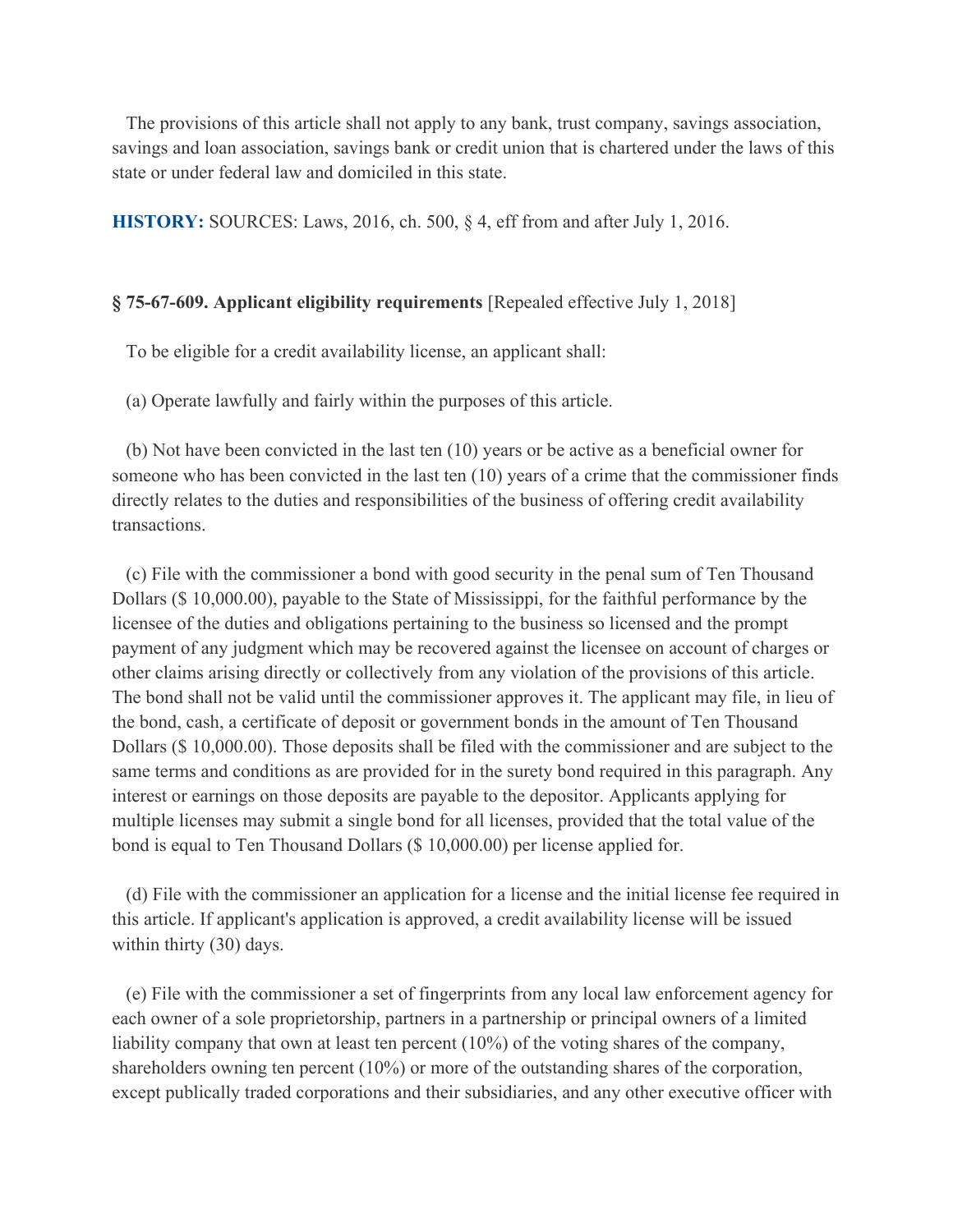The provisions of this article shall not apply to any bank, trust company, savings association, savings and loan association, savings bank or credit union that is chartered under the laws of this state or under federal law and domiciled in this state.

**HISTORY:** SOURCES: Laws, 2016, ch. 500, § 4, eff from and after July 1, 2016.

**§ 75-67-609. Applicant eligibility requirements** [Repealed effective July 1, 2018]

To be eligible for a credit availability license, an applicant shall:

(a) Operate lawfully and fairly within the purposes of this article.

(b) Not have been convicted in the last ten (10) years or be active as a beneficial owner for someone who has been convicted in the last ten (10) years of a crime that the commissioner finds directly relates to the duties and responsibilities of the business of offering credit availability transactions.

(c) File with the commissioner a bond with good security in the penal sum of Ten Thousand Dollars ($ 10,000.00), payable to the State of Mississippi, for the faithful performance by the licensee of the duties and obligations pertaining to the business so licensed and the prompt payment of any judgment which may be recovered against the licensee on account of charges or other claims arising directly or collectively from any violation of the provisions of this article. The bond shall not be valid until the commissioner approves it. The applicant may file, in lieu of the bond, cash, a certificate of deposit or government bonds in the amount of Ten Thousand Dollars ($ 10,000.00). Those deposits shall be filed with the commissioner and are subject to the same terms and conditions as are provided for in the surety bond required in this paragraph. Any interest or earnings on those deposits are payable to the depositor. Applicants applying for multiple licenses may submit a single bond for all licenses, provided that the total value of the bond is equal to Ten Thousand Dollars ($ 10,000.00) per license applied for.

(d) File with the commissioner an application for a license and the initial license fee required in this article. If applicant's application is approved, a credit availability license will be issued within thirty (30) days.

(e) File with the commissioner a set of fingerprints from any local law enforcement agency for each owner of a sole proprietorship, partners in a partnership or principal owners of a limited liability company that own at least ten percent (10%) of the voting shares of the company, shareholders owning ten percent (10%) or more of the outstanding shares of the corporation, except publically traded corporations and their subsidiaries, and any other executive officer with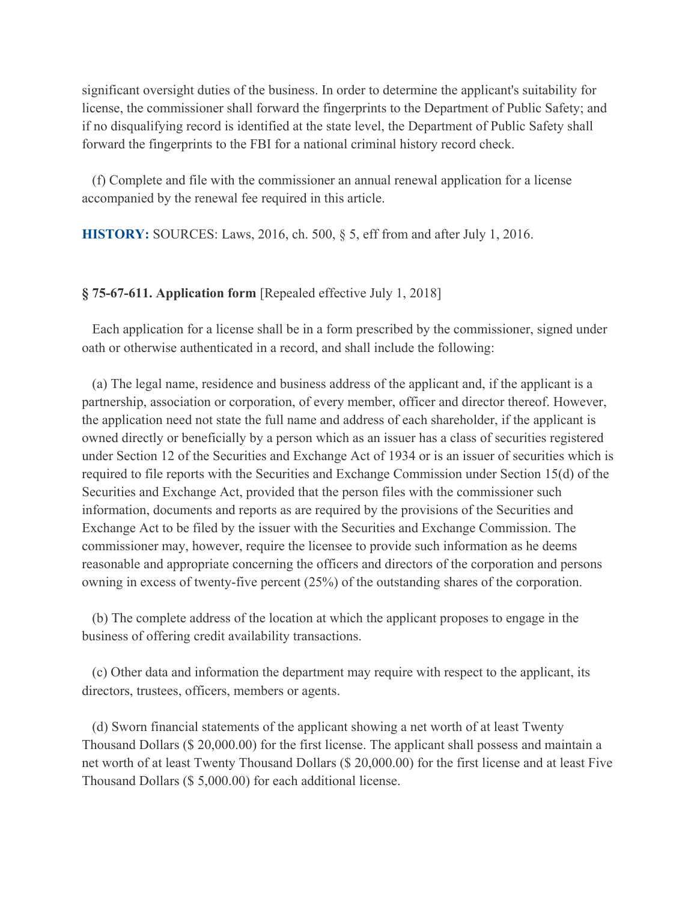significant oversight duties of the business. In order to determine the applicant's suitability for license, the commissioner shall forward the fingerprints to the Department of Public Safety; and if no disqualifying record is identified at the state level, the Department of Public Safety shall forward the fingerprints to the FBI for a national criminal history record check.

(f) Complete and file with the commissioner an annual renewal application for a license accompanied by the renewal fee required in this article.

**HISTORY:** SOURCES: Laws, 2016, ch. 500, § 5, eff from and after July 1, 2016.

**§ 75-67-611. Application form** [Repealed effective July 1, 2018]

Each application for a license shall be in a form prescribed by the commissioner, signed under oath or otherwise authenticated in a record, and shall include the following:

(a) The legal name, residence and business address of the applicant and, if the applicant is a partnership, association or corporation, of every member, officer and director thereof. However, the application need not state the full name and address of each shareholder, if the applicant is owned directly or beneficially by a person which as an issuer has a class of securities registered under Section 12 of the Securities and Exchange Act of 1934 or is an issuer of securities which is required to file reports with the Securities and Exchange Commission under Section 15(d) of the Securities and Exchange Act, provided that the person files with the commissioner such information, documents and reports as are required by the provisions of the Securities and Exchange Act to be filed by the issuer with the Securities and Exchange Commission. The commissioner may, however, require the licensee to provide such information as he deems reasonable and appropriate concerning the officers and directors of the corporation and persons owning in excess of twenty-five percent (25%) of the outstanding shares of the corporation.

(b) The complete address of the location at which the applicant proposes to engage in the business of offering credit availability transactions.

(c) Other data and information the department may require with respect to the applicant, its directors, trustees, officers, members or agents.

(d) Sworn financial statements of the applicant showing a net worth of at least Twenty Thousand Dollars ($ 20,000.00) for the first license. The applicant shall possess and maintain a net worth of at least Twenty Thousand Dollars ($ 20,000.00) for the first license and at least Five Thousand Dollars ($ 5,000.00) for each additional license.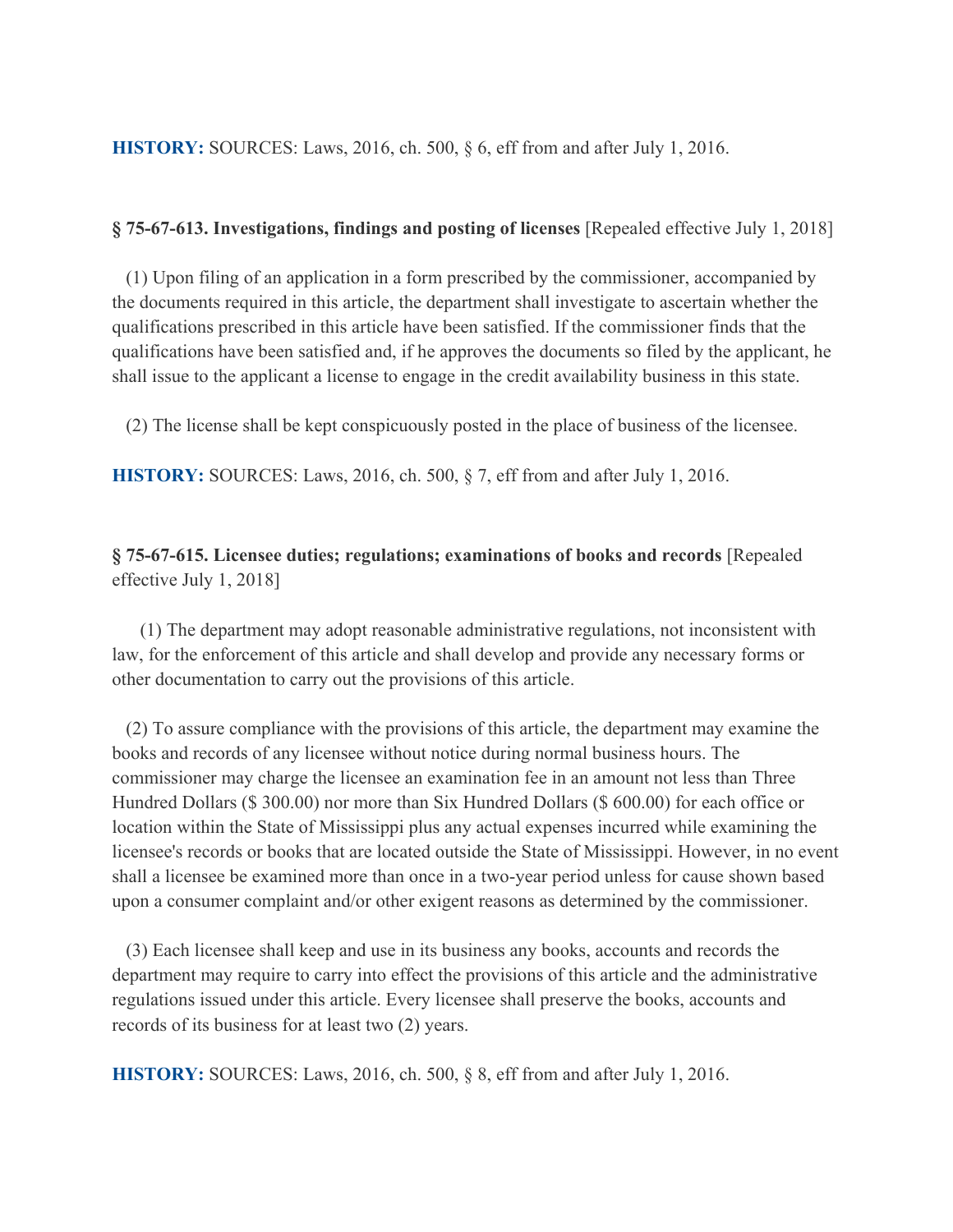**HISTORY:** SOURCES: Laws, 2016, ch. 500, § 6, eff from and after July 1, 2016.

**§ 75-67-613. Investigations, findings and posting of licenses** [Repealed effective July 1, 2018]

(1) Upon filing of an application in a form prescribed by the commissioner, accompanied by the documents required in this article, the department shall investigate to ascertain whether the qualifications prescribed in this article have been satisfied. If the commissioner finds that the qualifications have been satisfied and, if he approves the documents so filed by the applicant, he shall issue to the applicant a license to engage in the credit availability business in this state.

(2) The license shall be kept conspicuously posted in the place of business of the licensee.

**HISTORY:** SOURCES: Laws, 2016, ch. 500, § 7, eff from and after July 1, 2016.

**§ 75-67-615. Licensee duties; regulations; examinations of books and records** [Repealed effective July 1, 2018]

(1) The department may adopt reasonable administrative regulations, not inconsistent with law, for the enforcement of this article and shall develop and provide any necessary forms or other documentation to carry out the provisions of this article.

(2) To assure compliance with the provisions of this article, the department may examine the books and records of any licensee without notice during normal business hours. The commissioner may charge the licensee an examination fee in an amount not less than Three Hundred Dollars ($ 300.00) nor more than Six Hundred Dollars ($ 600.00) for each office or location within the State of Mississippi plus any actual expenses incurred while examining the licensee's records or books that are located outside the State of Mississippi. However, in no event shall a licensee be examined more than once in a two-year period unless for cause shown based upon a consumer complaint and/or other exigent reasons as determined by the commissioner.

(3) Each licensee shall keep and use in its business any books, accounts and records the department may require to carry into effect the provisions of this article and the administrative regulations issued under this article. Every licensee shall preserve the books, accounts and records of its business for at least two (2) years.

**HISTORY:** SOURCES: Laws, 2016, ch. 500, § 8, eff from and after July 1, 2016.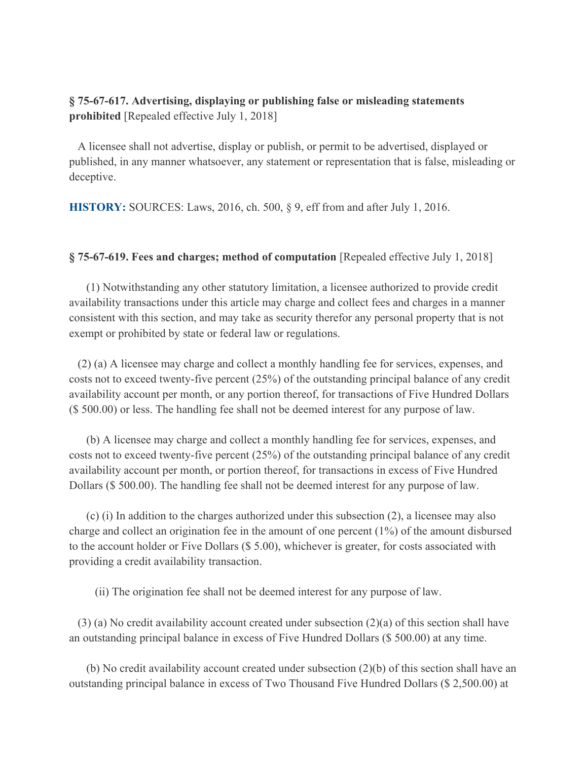**§ 75-67-617. Advertising, displaying or publishing false or misleading statements prohibited** [Repealed effective July 1, 2018]

A licensee shall not advertise, display or publish, or permit to be advertised, displayed or published, in any manner whatsoever, any statement or representation that is false, misleading or deceptive.

**HISTORY:** SOURCES: Laws, 2016, ch. 500, § 9, eff from and after July 1, 2016.

**§ 75-67-619. Fees and charges; method of computation** [Repealed effective July 1, 2018]

(1) Notwithstanding any other statutory limitation, a licensee authorized to provide credit availability transactions under this article may charge and collect fees and charges in a manner consistent with this section, and may take as security therefor any personal property that is not exempt or prohibited by state or federal law or regulations.

(2) (a) A licensee may charge and collect a monthly handling fee for services, expenses, and costs not to exceed twenty-five percent (25%) of the outstanding principal balance of any credit availability account per month, or any portion thereof, for transactions of Five Hundred Dollars ($ 500.00) or less. The handling fee shall not be deemed interest for any purpose of law.

(b) A licensee may charge and collect a monthly handling fee for services, expenses, and costs not to exceed twenty-five percent (25%) of the outstanding principal balance of any credit availability account per month, or portion thereof, for transactions in excess of Five Hundred Dollars ($ 500.00). The handling fee shall not be deemed interest for any purpose of law.

(c) (i) In addition to the charges authorized under this subsection (2), a licensee may also charge and collect an origination fee in the amount of one percent (1%) of the amount disbursed to the account holder or Five Dollars ($ 5.00), whichever is greater, for costs associated with providing a credit availability transaction.

(ii) The origination fee shall not be deemed interest for any purpose of law.

(3) (a) No credit availability account created under subsection (2)(a) of this section shall have an outstanding principal balance in excess of Five Hundred Dollars ($ 500.00) at any time.

(b) No credit availability account created under subsection (2)(b) of this section shall have an outstanding principal balance in excess of Two Thousand Five Hundred Dollars ($ 2,500.00) at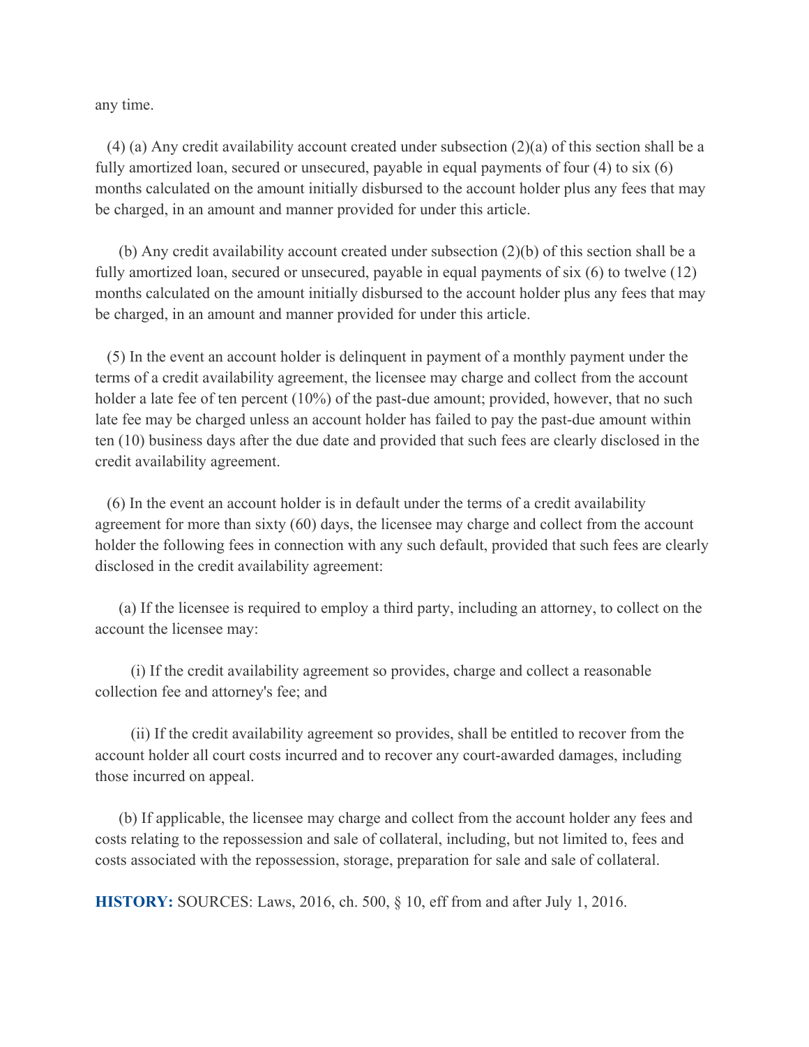any time.

(4) (a) Any credit availability account created under subsection (2)(a) of this section shall be a fully amortized loan, secured or unsecured, payable in equal payments of four (4) to six (6) months calculated on the amount initially disbursed to the account holder plus any fees that may be charged, in an amount and manner provided for under this article.

(b) Any credit availability account created under subsection (2)(b) of this section shall be a fully amortized loan, secured or unsecured, payable in equal payments of six (6) to twelve (12) months calculated on the amount initially disbursed to the account holder plus any fees that may be charged, in an amount and manner provided for under this article.

(5) In the event an account holder is delinquent in payment of a monthly payment under the terms of a credit availability agreement, the licensee may charge and collect from the account holder a late fee of ten percent (10%) of the past-due amount; provided, however, that no such late fee may be charged unless an account holder has failed to pay the past-due amount within ten (10) business days after the due date and provided that such fees are clearly disclosed in the credit availability agreement.

(6) In the event an account holder is in default under the terms of a credit availability agreement for more than sixty (60) days, the licensee may charge and collect from the account holder the following fees in connection with any such default, provided that such fees are clearly disclosed in the credit availability agreement:

(a) If the licensee is required to employ a third party, including an attorney, to collect on the account the licensee may:

(i) If the credit availability agreement so provides, charge and collect a reasonable collection fee and attorney's fee; and

(ii) If the credit availability agreement so provides, shall be entitled to recover from the account holder all court costs incurred and to recover any court-awarded damages, including those incurred on appeal.

(b) If applicable, the licensee may charge and collect from the account holder any fees and costs relating to the repossession and sale of collateral, including, but not limited to, fees and costs associated with the repossession, storage, preparation for sale and sale of collateral.

**HISTORY:** SOURCES: Laws, 2016, ch. 500, § 10, eff from and after July 1, 2016.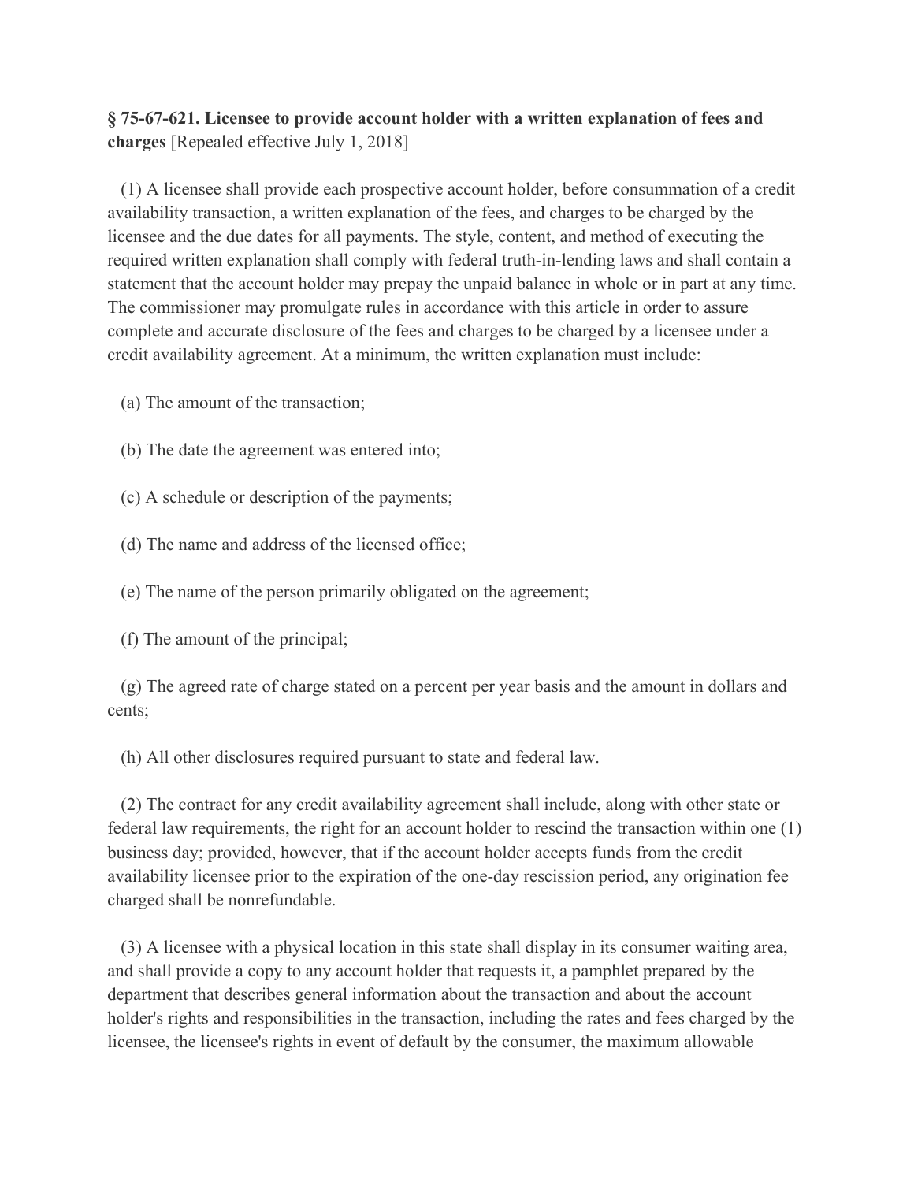**§ 75-67-621. Licensee to provide account holder with a written explanation of fees and charges** [Repealed effective July 1, 2018]

(1) A licensee shall provide each prospective account holder, before consummation of a credit availability transaction, a written explanation of the fees, and charges to be charged by the licensee and the due dates for all payments. The style, content, and method of executing the required written explanation shall comply with federal truth-in-lending laws and shall contain a statement that the account holder may prepay the unpaid balance in whole or in part at any time. The commissioner may promulgate rules in accordance with this article in order to assure complete and accurate disclosure of the fees and charges to be charged by a licensee under a credit availability agreement. At a minimum, the written explanation must include:

(a) The amount of the transaction;

(b) The date the agreement was entered into;

(c) A schedule or description of the payments;

(d) The name and address of the licensed office;

(e) The name of the person primarily obligated on the agreement;

(f) The amount of the principal;

(g) The agreed rate of charge stated on a percent per year basis and the amount in dollars and cents;

(h) All other disclosures required pursuant to state and federal law.

(2) The contract for any credit availability agreement shall include, along with other state or federal law requirements, the right for an account holder to rescind the transaction within one (1) business day; provided, however, that if the account holder accepts funds from the credit availability licensee prior to the expiration of the one-day rescission period, any origination fee charged shall be nonrefundable.

(3) A licensee with a physical location in this state shall display in its consumer waiting area, and shall provide a copy to any account holder that requests it, a pamphlet prepared by the department that describes general information about the transaction and about the account holder's rights and responsibilities in the transaction, including the rates and fees charged by the licensee, the licensee's rights in event of default by the consumer, the maximum allowable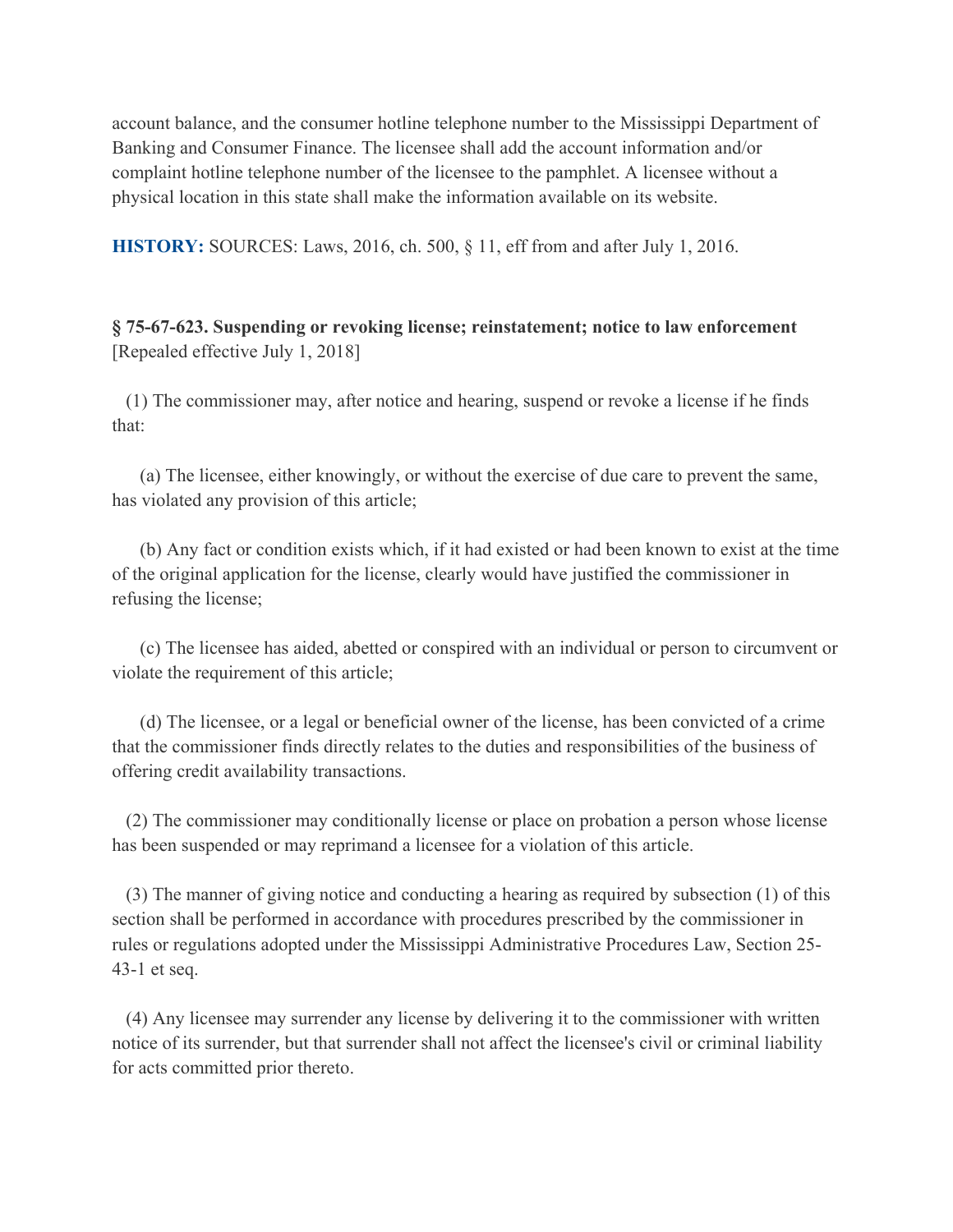account balance, and the consumer hotline telephone number to the Mississippi Department of Banking and Consumer Finance. The licensee shall add the account information and/or complaint hotline telephone number of the licensee to the pamphlet. A licensee without a physical location in this state shall make the information available on its website.

**HISTORY:** SOURCES: Laws, 2016, ch. 500, § 11, eff from and after July 1, 2016.

**§ 75-67-623. Suspending or revoking license; reinstatement; notice to law enforcement** [Repealed effective July 1, 2018]

(1) The commissioner may, after notice and hearing, suspend or revoke a license if he finds that:

(a) The licensee, either knowingly, or without the exercise of due care to prevent the same, has violated any provision of this article;

(b) Any fact or condition exists which, if it had existed or had been known to exist at the time of the original application for the license, clearly would have justified the commissioner in refusing the license;

(c) The licensee has aided, abetted or conspired with an individual or person to circumvent or violate the requirement of this article;

(d) The licensee, or a legal or beneficial owner of the license, has been convicted of a crime that the commissioner finds directly relates to the duties and responsibilities of the business of offering credit availability transactions.

(2) The commissioner may conditionally license or place on probation a person whose license has been suspended or may reprimand a licensee for a violation of this article.

(3) The manner of giving notice and conducting a hearing as required by subsection (1) of this section shall be performed in accordance with procedures prescribed by the commissioner in rules or regulations adopted under the Mississippi Administrative Procedures Law, Section 25-43-1 et seq.

(4) Any licensee may surrender any license by delivering it to the commissioner with written notice of its surrender, but that surrender shall not affect the licensee's civil or criminal liability for acts committed prior thereto.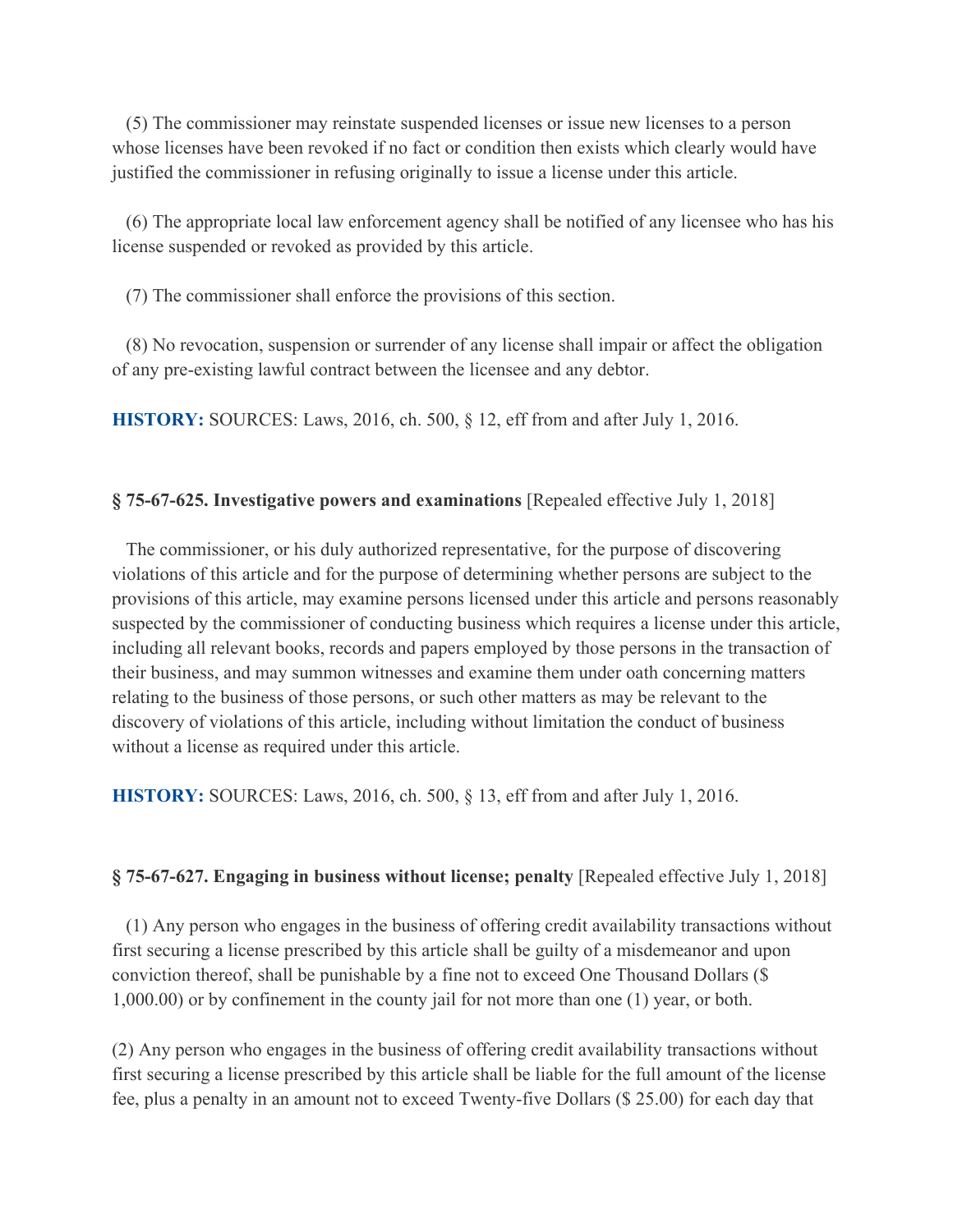(5) The commissioner may reinstate suspended licenses or issue new licenses to a person whose licenses have been revoked if no fact or condition then exists which clearly would have justified the commissioner in refusing originally to issue a license under this article.

(6) The appropriate local law enforcement agency shall be notified of any licensee who has his license suspended or revoked as provided by this article.

(7) The commissioner shall enforce the provisions of this section.

(8) No revocation, suspension or surrender of any license shall impair or affect the obligation of any pre-existing lawful contract between the licensee and any debtor.

**HISTORY:** SOURCES: Laws, 2016, ch. 500, § 12, eff from and after July 1, 2016.

**§ 75-67-625. Investigative powers and examinations** [Repealed effective July 1, 2018]

The commissioner, or his duly authorized representative, for the purpose of discovering violations of this article and for the purpose of determining whether persons are subject to the provisions of this article, may examine persons licensed under this article and persons reasonably suspected by the commissioner of conducting business which requires a license under this article, including all relevant books, records and papers employed by those persons in the transaction of their business, and may summon witnesses and examine them under oath concerning matters relating to the business of those persons, or such other matters as may be relevant to the discovery of violations of this article, including without limitation the conduct of business without a license as required under this article.

**HISTORY:** SOURCES: Laws, 2016, ch. 500, § 13, eff from and after July 1, 2016.

**§ 75-67-627. Engaging in business without license; penalty** [Repealed effective July 1, 2018]

(1) Any person who engages in the business of offering credit availability transactions without first securing a license prescribed by this article shall be guilty of a misdemeanor and upon conviction thereof, shall be punishable by a fine not to exceed One Thousand Dollars ($ 1,000.00) or by confinement in the county jail for not more than one (1) year, or both.

(2) Any person who engages in the business of offering credit availability transactions without first securing a license prescribed by this article shall be liable for the full amount of the license fee, plus a penalty in an amount not to exceed Twenty-five Dollars ($ 25.00) for each day that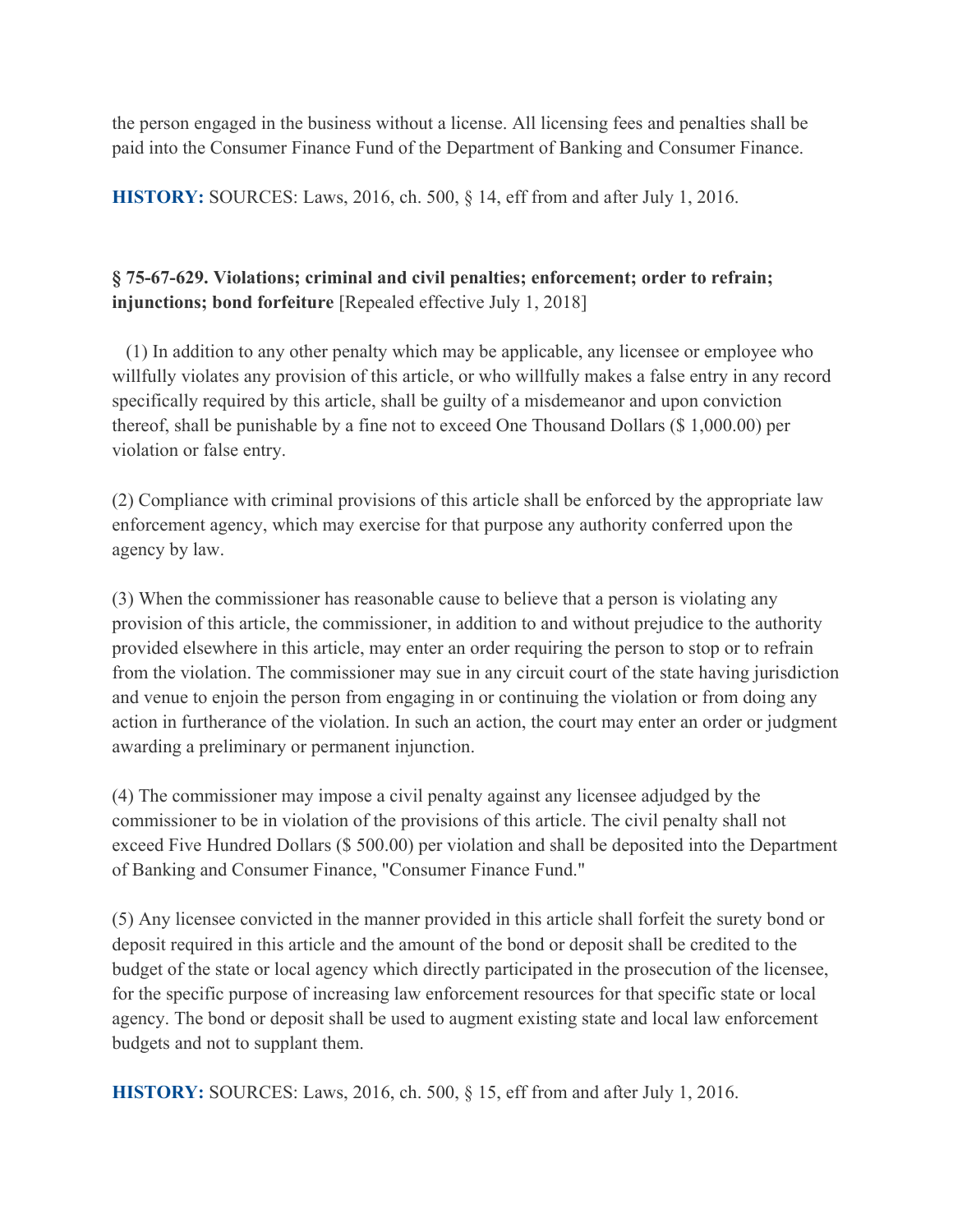the person engaged in the business without a license. All licensing fees and penalties shall be paid into the Consumer Finance Fund of the Department of Banking and Consumer Finance.

**HISTORY:** SOURCES: Laws, 2016, ch. 500, § 14, eff from and after July 1, 2016.

**§ 75-67-629. Violations; criminal and civil penalties; enforcement; order to refrain; injunctions; bond forfeiture** [Repealed effective July 1, 2018]

(1) In addition to any other penalty which may be applicable, any licensee or employee who willfully violates any provision of this article, or who willfully makes a false entry in any record specifically required by this article, shall be guilty of a misdemeanor and upon conviction thereof, shall be punishable by a fine not to exceed One Thousand Dollars ($ 1,000.00) per violation or false entry.

(2) Compliance with criminal provisions of this article shall be enforced by the appropriate law enforcement agency, which may exercise for that purpose any authority conferred upon the agency by law.

(3) When the commissioner has reasonable cause to believe that a person is violating any provision of this article, the commissioner, in addition to and without prejudice to the authority provided elsewhere in this article, may enter an order requiring the person to stop or to refrain from the violation. The commissioner may sue in any circuit court of the state having jurisdiction and venue to enjoin the person from engaging in or continuing the violation or from doing any action in furtherance of the violation. In such an action, the court may enter an order or judgment awarding a preliminary or permanent injunction.

(4) The commissioner may impose a civil penalty against any licensee adjudged by the commissioner to be in violation of the provisions of this article. The civil penalty shall not exceed Five Hundred Dollars ($ 500.00) per violation and shall be deposited into the Department of Banking and Consumer Finance, "Consumer Finance Fund."

(5) Any licensee convicted in the manner provided in this article shall forfeit the surety bond or deposit required in this article and the amount of the bond or deposit shall be credited to the budget of the state or local agency which directly participated in the prosecution of the licensee, for the specific purpose of increasing law enforcement resources for that specific state or local agency. The bond or deposit shall be used to augment existing state and local law enforcement budgets and not to supplant them.

**HISTORY:** SOURCES: Laws, 2016, ch. 500, § 15, eff from and after July 1, 2016.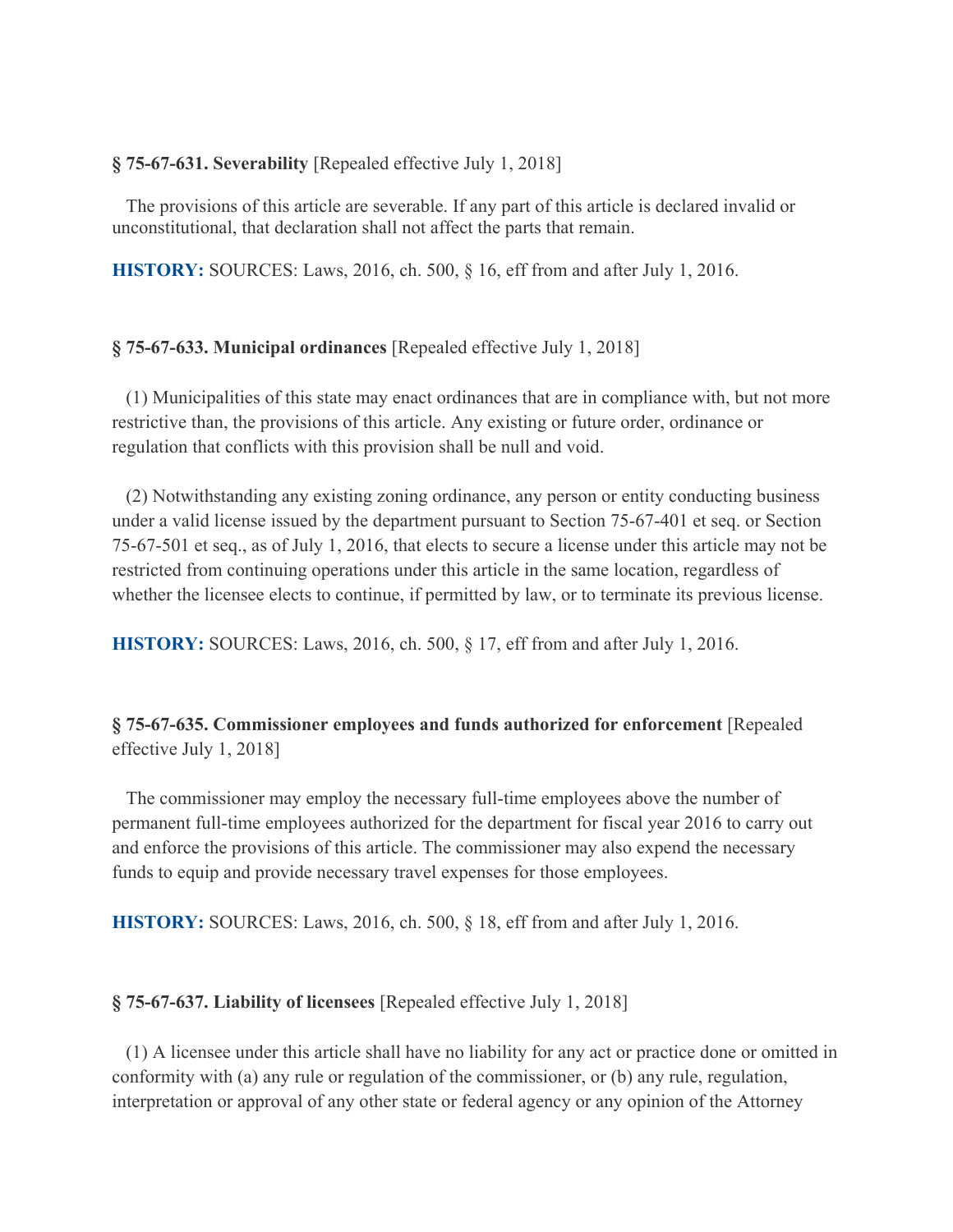**§ 75-67-631. Severability** [Repealed effective July 1, 2018]

The provisions of this article are severable. If any part of this article is declared invalid or unconstitutional, that declaration shall not affect the parts that remain.

**HISTORY:** SOURCES: Laws, 2016, ch. 500, § 16, eff from and after July 1, 2016.

**§ 75-67-633. Municipal ordinances** [Repealed effective July 1, 2018]

(1) Municipalities of this state may enact ordinances that are in compliance with, but not more restrictive than, the provisions of this article. Any existing or future order, ordinance or regulation that conflicts with this provision shall be null and void.

(2) Notwithstanding any existing zoning ordinance, any person or entity conducting business under a valid license issued by the department pursuant to Section 75-67-401 et seq. or Section 75-67-501 et seq., as of July 1, 2016, that elects to secure a license under this article may not be restricted from continuing operations under this article in the same location, regardless of whether the licensee elects to continue, if permitted by law, or to terminate its previous license.

**HISTORY:** SOURCES: Laws, 2016, ch. 500, § 17, eff from and after July 1, 2016.

**§ 75-67-635. Commissioner employees and funds authorized for enforcement** [Repealed effective July 1, 2018]

The commissioner may employ the necessary full-time employees above the number of permanent full-time employees authorized for the department for fiscal year 2016 to carry out and enforce the provisions of this article. The commissioner may also expend the necessary funds to equip and provide necessary travel expenses for those employees.

**HISTORY:** SOURCES: Laws, 2016, ch. 500, § 18, eff from and after July 1, 2016.

**§ 75-67-637. Liability of licensees** [Repealed effective July 1, 2018]

(1) A licensee under this article shall have no liability for any act or practice done or omitted in conformity with (a) any rule or regulation of the commissioner, or (b) any rule, regulation, interpretation or approval of any other state or federal agency or any opinion of the Attorney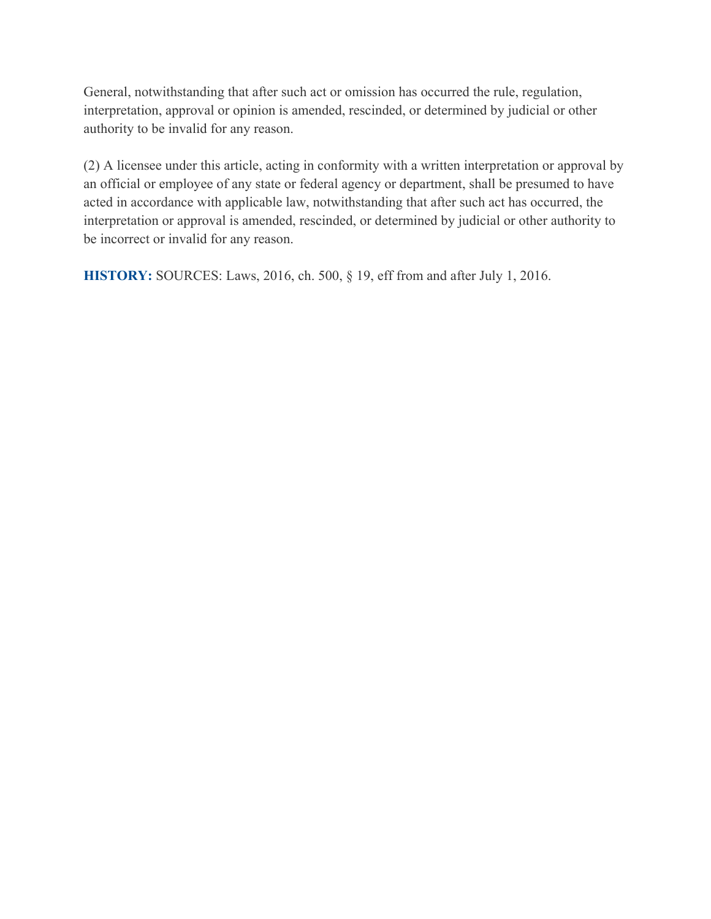General, notwithstanding that after such act or omission has occurred the rule, regulation, interpretation, approval or opinion is amended, rescinded, or determined by judicial or other authority to be invalid for any reason.

(2) A licensee under this article, acting in conformity with a written interpretation or approval by an official or employee of any state or federal agency or department, shall be presumed to have acted in accordance with applicable law, notwithstanding that after such act has occurred, the interpretation or approval is amended, rescinded, or determined by judicial or other authority to be incorrect or invalid for any reason.

**HISTORY:** SOURCES: Laws, 2016, ch. 500, § 19, eff from and after July 1, 2016.